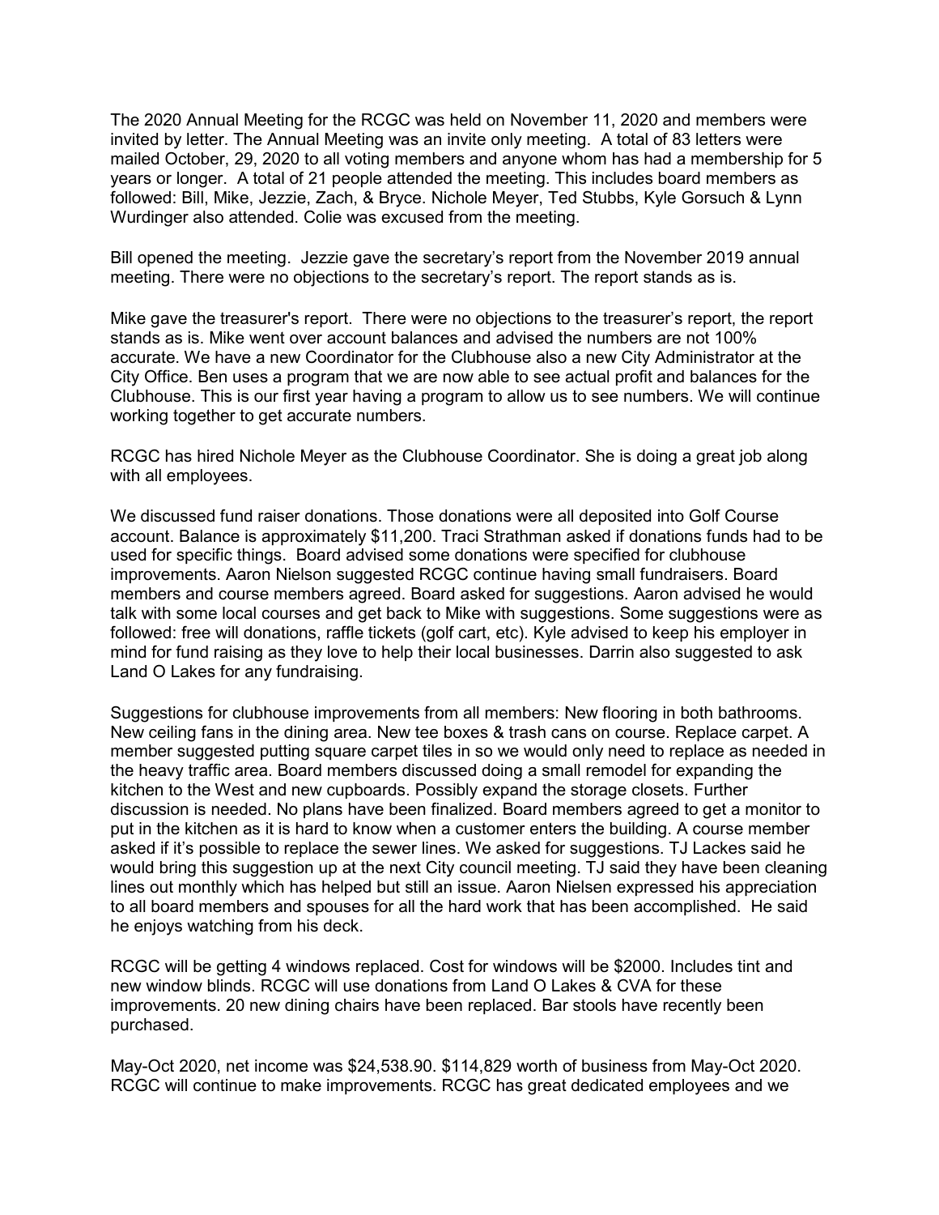The 2020 Annual Meeting for the RCGC was held on November 11, 2020 and members were invited by letter. The Annual Meeting was an invite only meeting. A total of 83 letters were mailed October, 29, 2020 to all voting members and anyone whom has had a membership for 5 years or longer. A total of 21 people attended the meeting. This includes board members as followed: Bill, Mike, Jezzie, Zach, & Bryce. Nichole Meyer, Ted Stubbs, Kyle Gorsuch & Lynn Wurdinger also attended. Colie was excused from the meeting.

Bill opened the meeting. Jezzie gave the secretary's report from the November 2019 annual meeting. There were no objections to the secretary's report. The report stands as is.

Mike gave the treasurer's report. There were no objections to the treasurer's report, the report stands as is. Mike went over account balances and advised the numbers are not 100% accurate. We have a new Coordinator for the Clubhouse also a new City Administrator at the City Office. Ben uses a program that we are now able to see actual profit and balances for the Clubhouse. This is our first year having a program to allow us to see numbers. We will continue working together to get accurate numbers.

RCGC has hired Nichole Meyer as the Clubhouse Coordinator. She is doing a great job along with all employees.

We discussed fund raiser donations. Those donations were all deposited into Golf Course account. Balance is approximately $11,200. Traci Strathman asked if donations funds had to be used for specific things. Board advised some donations were specified for clubhouse improvements. Aaron Nielson suggested RCGC continue having small fundraisers. Board members and course members agreed. Board asked for suggestions. Aaron advised he would talk with some local courses and get back to Mike with suggestions. Some suggestions were as followed: free will donations, raffle tickets (golf cart, etc). Kyle advised to keep his employer in mind for fund raising as they love to help their local businesses. Darrin also suggested to ask Land O Lakes for any fundraising.

Suggestions for clubhouse improvements from all members: New flooring in both bathrooms. New ceiling fans in the dining area. New tee boxes & trash cans on course. Replace carpet. A member suggested putting square carpet tiles in so we would only need to replace as needed in the heavy traffic area. Board members discussed doing a small remodel for expanding the kitchen to the West and new cupboards. Possibly expand the storage closets. Further discussion is needed. No plans have been finalized. Board members agreed to get a monitor to put in the kitchen as it is hard to know when a customer enters the building. A course member asked if it's possible to replace the sewer lines. We asked for suggestions. TJ Lackes said he would bring this suggestion up at the next City council meeting. TJ said they have been cleaning lines out monthly which has helped but still an issue. Aaron Nielsen expressed his appreciation to all board members and spouses for all the hard work that has been accomplished. He said he enjoys watching from his deck.

RCGC will be getting 4 windows replaced. Cost for windows will be $2000. Includes tint and new window blinds. RCGC will use donations from Land O Lakes & CVA for these improvements. 20 new dining chairs have been replaced. Bar stools have recently been purchased.

May-Oct 2020, net income was $24,538.90. $114,829 worth of business from May-Oct 2020. RCGC will continue to make improvements. RCGC has great dedicated employees and we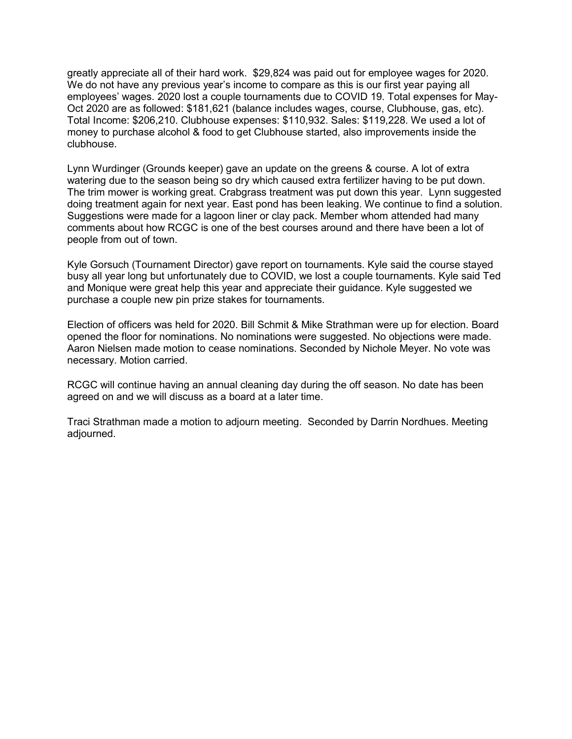greatly appreciate all of their hard work. $29,824 was paid out for employee wages for 2020. We do not have any previous year's income to compare as this is our first year paying all employees' wages. 2020 lost a couple tournaments due to COVID 19. Total expenses for May-Oct 2020 are as followed: $181,621 (balance includes wages, course, Clubhouse, gas, etc). Total Income: $206,210. Clubhouse expenses: $110,932. Sales: $119,228. We used a lot of money to purchase alcohol & food to get Clubhouse started, also improvements inside the clubhouse.

Lynn Wurdinger (Grounds keeper) gave an update on the greens & course. A lot of extra watering due to the season being so dry which caused extra fertilizer having to be put down. The trim mower is working great. Crabgrass treatment was put down this year. Lynn suggested doing treatment again for next year. East pond has been leaking. We continue to find a solution. Suggestions were made for a lagoon liner or clay pack. Member whom attended had many comments about how RCGC is one of the best courses around and there have been a lot of people from out of town.

Kyle Gorsuch (Tournament Director) gave report on tournaments. Kyle said the course stayed busy all year long but unfortunately due to COVID, we lost a couple tournaments. Kyle said Ted and Monique were great help this year and appreciate their guidance. Kyle suggested we purchase a couple new pin prize stakes for tournaments.

Election of officers was held for 2020. Bill Schmit & Mike Strathman were up for election. Board opened the floor for nominations. No nominations were suggested. No objections were made. Aaron Nielsen made motion to cease nominations. Seconded by Nichole Meyer. No vote was necessary. Motion carried.

RCGC will continue having an annual cleaning day during the off season. No date has been agreed on and we will discuss as a board at a later time.

Traci Strathman made a motion to adjourn meeting. Seconded by Darrin Nordhues. Meeting adjourned.